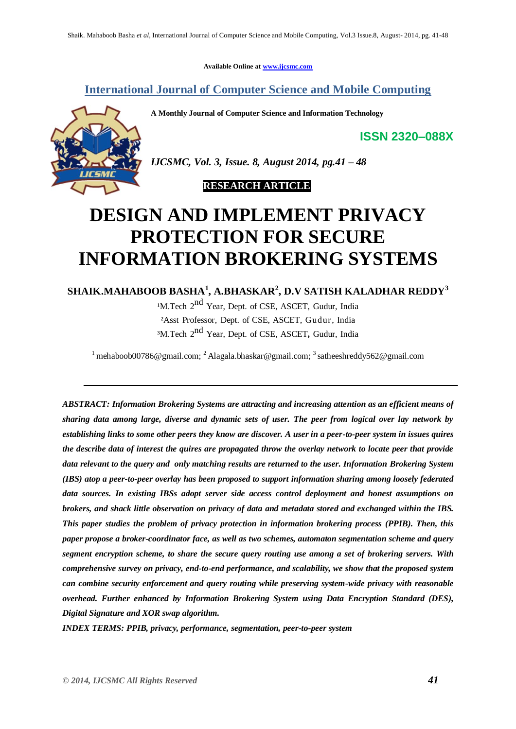Available Online at www.ijcsmc.com

## International Journal of Computer Science and Mobile Computing

**A Monthly Journal of Computer Science and Information Technology**

**ISSN 2320–088X**

*IJCSMC, Vol. 3, Issue. 8, August 2014, pg.41 – 48*

**RESEARCH ARTICLE**

# DESIGN AND IMPLEMENT PRIVACY PROTECTION FOR SECURE INFORMATION BROKERING SYSTEMS

**SHAIK.MAHABOOB BASHA[1], A.BHASKAR[2], D.V SATISH KALADHAR REDDY[3]**

[1]M.Tech 2nd Year, Dept. of CSE, ASCET, Gudur, India
[2]Asst Professor, Dept. of CSE, ASCET, Gudur, India
[3]M.Tech 2nd Year, Dept. of CSE, ASCET, Gudur, India

[1] mehaboob00786@gmail.com; [2] Alagala.bhaskar@gmail.com; [3] satheeshreddy562@gmail.com

---

***ABSTRACT: Information Brokering Systems are attracting and increasing attention as an efficient means of sharing data among large, diverse and dynamic sets of user. The peer from logical over lay network by establishing links to some other peers they know are discover. A user in a peer-to-peer system in issues quires the describe data of interest the quires are propagated throw the overlay network to locate peer that provide data relevant to the query and only matching results are returned to the user. Information Brokering System (IBS) atop a peer-to-peer overlay has been proposed to support information sharing among loosely federated data sources. In existing IBSs adopt server side access control deployment and honest assumptions on brokers, and shack little observation on privacy of data and metadata stored and exchanged within the IBS. This paper studies the problem of privacy protection in information brokering process (PPIB). Then, this paper propose a broker-coordinator face, as well as two schemes, automaton segmentation scheme and query segment encryption scheme, to share the secure query routing use among a set of brokering servers. With comprehensive survey on privacy, end-to-end performance, and scalability, we show that the proposed system can combine security enforcement and query routing while preserving system-wide privacy with reasonable overhead. Further enhanced by Information Brokering System using Data Encryption Standard (DES), Digital Signature and XOR swap algorithm.***

***INDEX TERMS: PPIB, privacy, performance, segmentation, peer-to-peer system***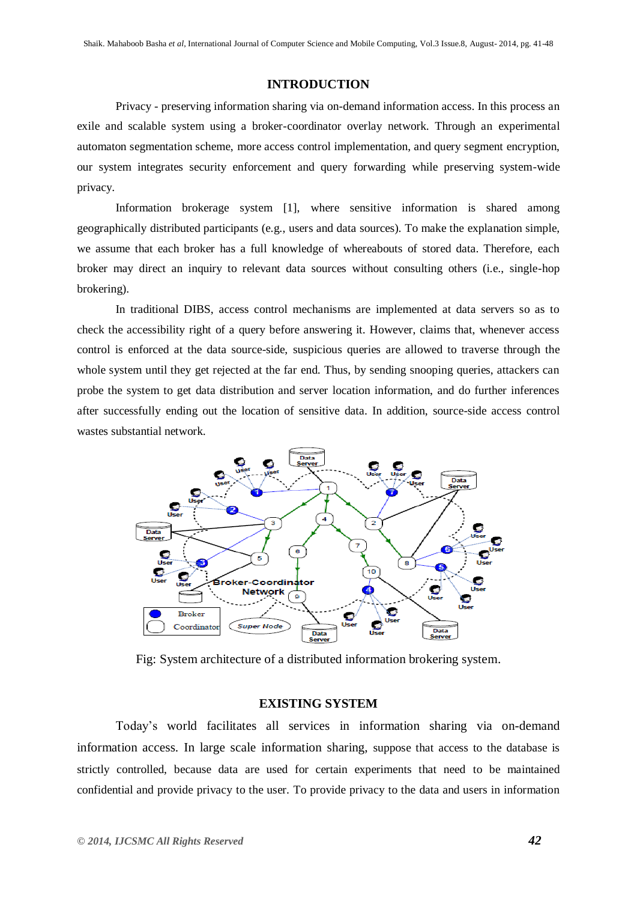## INTRODUCTION

Privacy - preserving information sharing via on-demand information access. In this process an exile and scalable system using a broker-coordinator overlay network. Through an experimental automaton segmentation scheme, more access control implementation, and query segment encryption, our system integrates security enforcement and query forwarding while preserving system-wide privacy.

Information brokerage system [1], where sensitive information is shared among geographically distributed participants (e.g., users and data sources). To make the explanation simple, we assume that each broker has a full knowledge of whereabouts of stored data. Therefore, each broker may direct an inquiry to relevant data sources without consulting others (i.e., single-hop brokering).

In traditional DIBS, access control mechanisms are implemented at data servers so as to check the accessibility right of a query before answering it. However, claims that, whenever access control is enforced at the data source-side, suspicious queries are allowed to traverse through the whole system until they get rejected at the far end. Thus, by sending snooping queries, attackers can probe the system to get data distribution and server location information, and do further inferences after successfully ending out the location of sensitive data. In addition, source-side access control wastes substantial network.

Fig: System architecture of a distributed information brokering system.

## EXISTING SYSTEM

Today's world facilitates all services in information sharing via on-demand information access. In large scale information sharing, suppose that access to the database is strictly controlled, because data are used for certain experiments that need to be maintained confidential and provide privacy to the user. To provide privacy to the data and users in information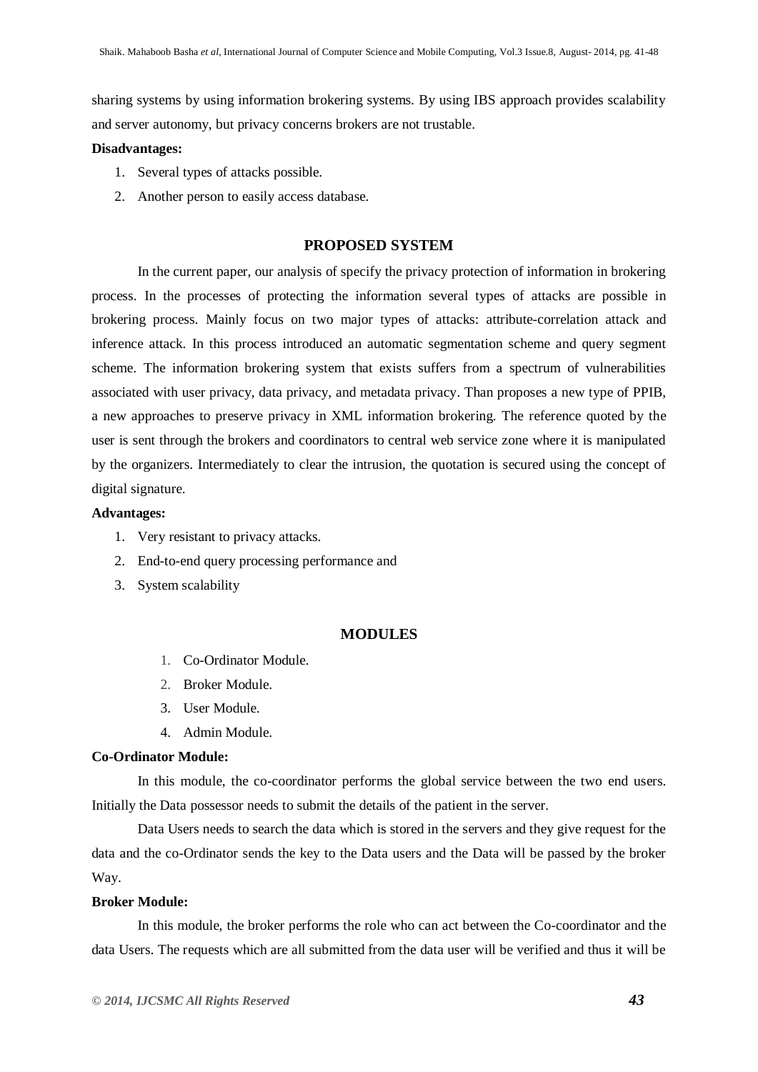sharing systems by using information brokering systems. By using IBS approach provides scalability and server autonomy, but privacy concerns brokers are not trustable.

**Disadvantages:**

1. Several types of attacks possible.
2. Another person to easily access database.

## PROPOSED SYSTEM

In the current paper, our analysis of specify the privacy protection of information in brokering process. In the processes of protecting the information several types of attacks are possible in brokering process. Mainly focus on two major types of attacks: attribute-correlation attack and inference attack. In this process introduced an automatic segmentation scheme and query segment scheme. The information brokering system that exists suffers from a spectrum of vulnerabilities associated with user privacy, data privacy, and metadata privacy. Than proposes a new type of PPIB, a new approaches to preserve privacy in XML information brokering. The reference quoted by the user is sent through the brokers and coordinators to central web service zone where it is manipulated by the organizers. Intermediately to clear the intrusion, the quotation is secured using the concept of digital signature.

**Advantages:**

1. Very resistant to privacy attacks.
2. End-to-end query processing performance and
3. System scalability

## MODULES

1. Co-Ordinator Module.
2. Broker Module.
3. User Module.
4. Admin Module.

**Co-Ordinator Module:**

In this module, the co-coordinator performs the global service between the two end users. Initially the Data possessor needs to submit the details of the patient in the server.

Data Users needs to search the data which is stored in the servers and they give request for the data and the co-Ordinator sends the key to the Data users and the Data will be passed by the broker Way.

**Broker Module:**

In this module, the broker performs the role who can act between the Co-coordinator and the data Users. The requests which are all submitted from the data user will be verified and thus it will be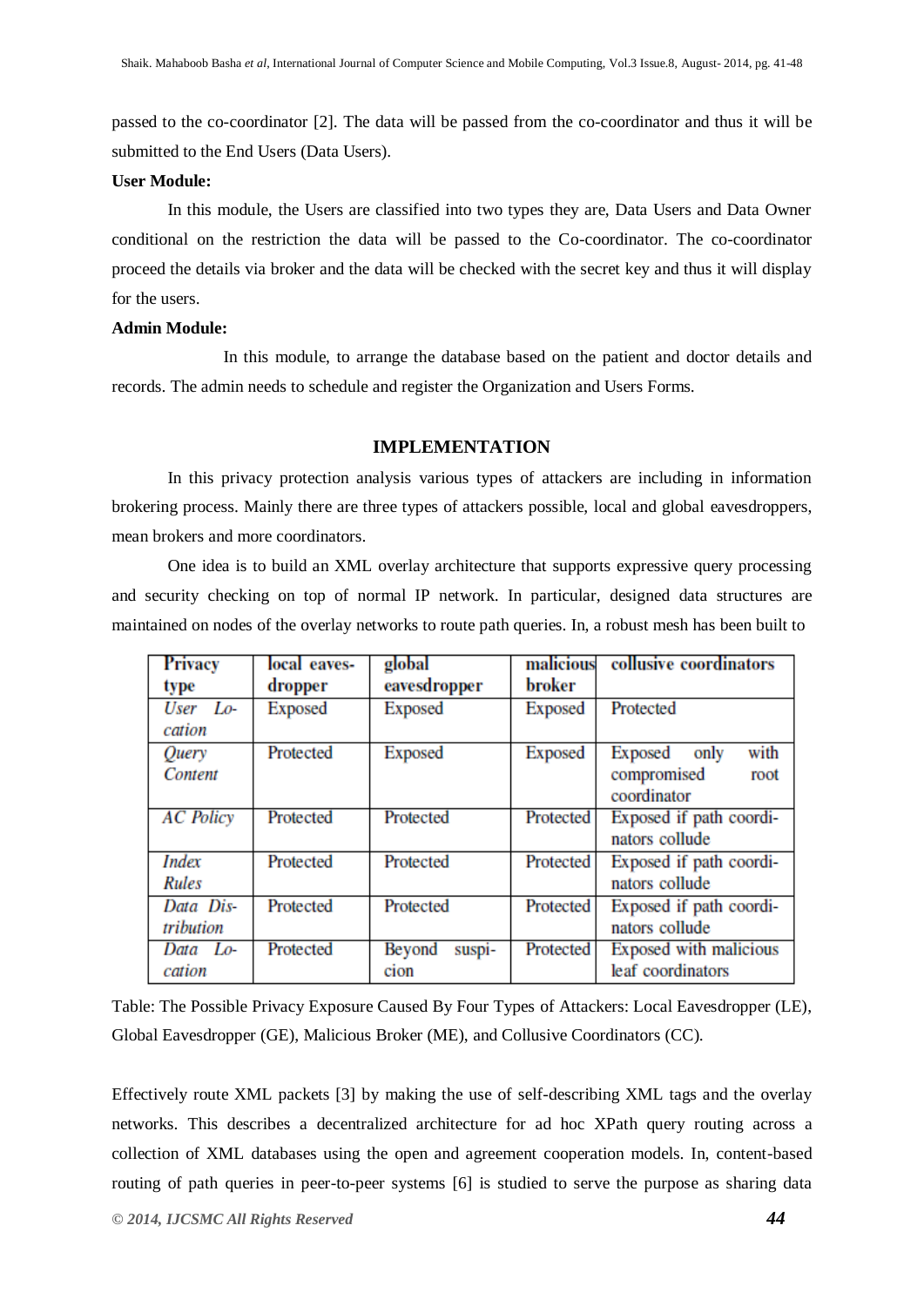passed to the co-coordinator [2]. The data will be passed from the co-coordinator and thus it will be submitted to the End Users (Data Users).

**User Module:**

In this module, the Users are classified into two types they are, Data Users and Data Owner conditional on the restriction the data will be passed to the Co-coordinator. The co-coordinator proceed the details via broker and the data will be checked with the secret key and thus it will display for the users.

**Admin Module:**

In this module, to arrange the database based on the patient and doctor details and records. The admin needs to schedule and register the Organization and Users Forms.

## IMPLEMENTATION

In this privacy protection analysis various types of attackers are including in information brokering process. Mainly there are three types of attackers possible, local and global eavesdroppers, mean brokers and more coordinators.

One idea is to build an XML overlay architecture that supports expressive query processing and security checking on top of normal IP network. In particular, designed data structures are maintained on nodes of the overlay networks to route path queries. In, a robust mesh has been built to

| Privacy type | local eaves-dropper | global eavesdropper | malicious broker | collusive coordinators |
|---|---|---|---|---|
| *User Location* | Exposed | Exposed | Exposed | Protected |
| *Query Content* | Protected | Exposed | Exposed | Exposed only with compromised root coordinator |
| *AC Policy* | Protected | Protected | Protected | Exposed if path coordinators collude |
| *Index Rules* | Protected | Protected | Protected | Exposed if path coordinators collude |
| *Data Distribution* | Protected | Protected | Protected | Exposed if path coordinators collude |
| *Data Location* | Protected | Beyond suspicion | Protected | Exposed with malicious leaf coordinators |

Table: The Possible Privacy Exposure Caused By Four Types of Attackers: Local Eavesdropper (LE), Global Eavesdropper (GE), Malicious Broker (ME), and Collusive Coordinators (CC).

Effectively route XML packets [3] by making the use of self-describing XML tags and the overlay networks. This describes a decentralized architecture for ad hoc XPath query routing across a collection of XML databases using the open and agreement cooperation models. In, content-based routing of path queries in peer-to-peer systems [6] is studied to serve the purpose as sharing data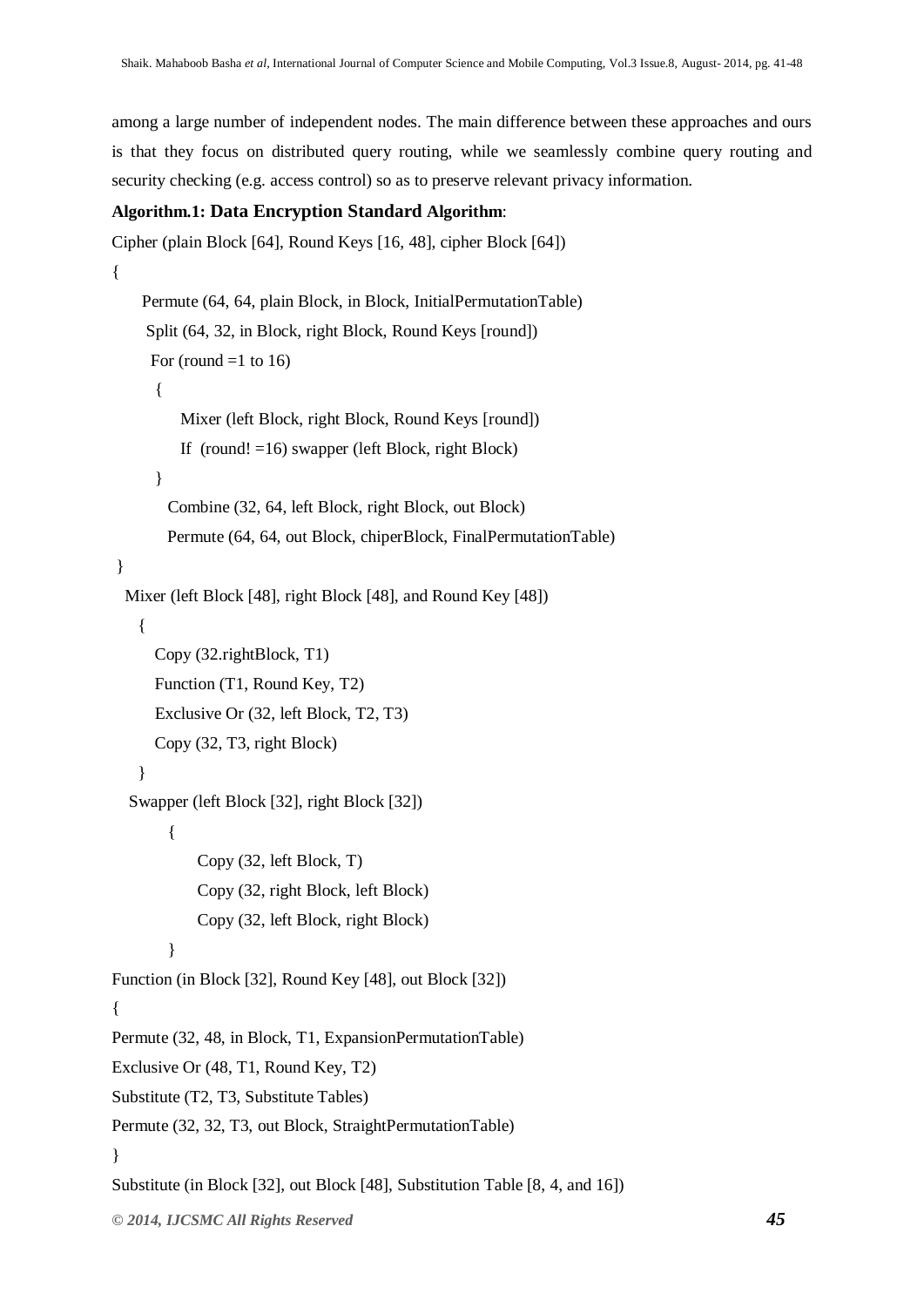among a large number of independent nodes. The main difference between these approaches and ours is that they focus on distributed query routing, while we seamlessly combine query routing and security checking (e.g. access control) so as to preserve relevant privacy information.

**Algorithm.1: Data Encryption Standard Algorithm**:

```
Cipher (plain Block [64], Round Keys [16, 48], cipher Block [64])
{
     Permute (64, 64, plain Block, in Block, InitialPermutationTable)
      Split (64, 32, in Block, right Block, Round Keys [round])
       For (round =1 to 16)
        {
            Mixer (left Block, right Block, Round Keys [round])
            If  (round! =16) swapper (left Block, right Block)
        }
          Combine (32, 64, left Block, right Block, out Block)
          Permute (64, 64, out Block, chiperBlock, FinalPermutationTable)
 }
   Mixer (left Block [48], right Block [48], and Round Key [48])
     {
        Copy (32.rightBlock, T1)
        Function (T1, Round Key, T2)
        Exclusive Or (32, left Block, T2, T3)
        Copy (32, T3, right Block)
     }
    Swapper (left Block [32], right Block [32])
          {
               Copy (32, left Block, T)
               Copy (32, right Block, left Block)
               Copy (32, left Block, right Block)
          }
Function (in Block [32], Round Key [48], out Block [32])
{
Permute (32, 48, in Block, T1, ExpansionPermutationTable)
Exclusive Or (48, T1, Round Key, T2)
Substitute (T2, T3, Substitute Tables)
Permute (32, 32, T3, out Block, StraightPermutationTable)
}
Substitute (in Block [32], out Block [48], Substitution Table [8, 4, and 16])
```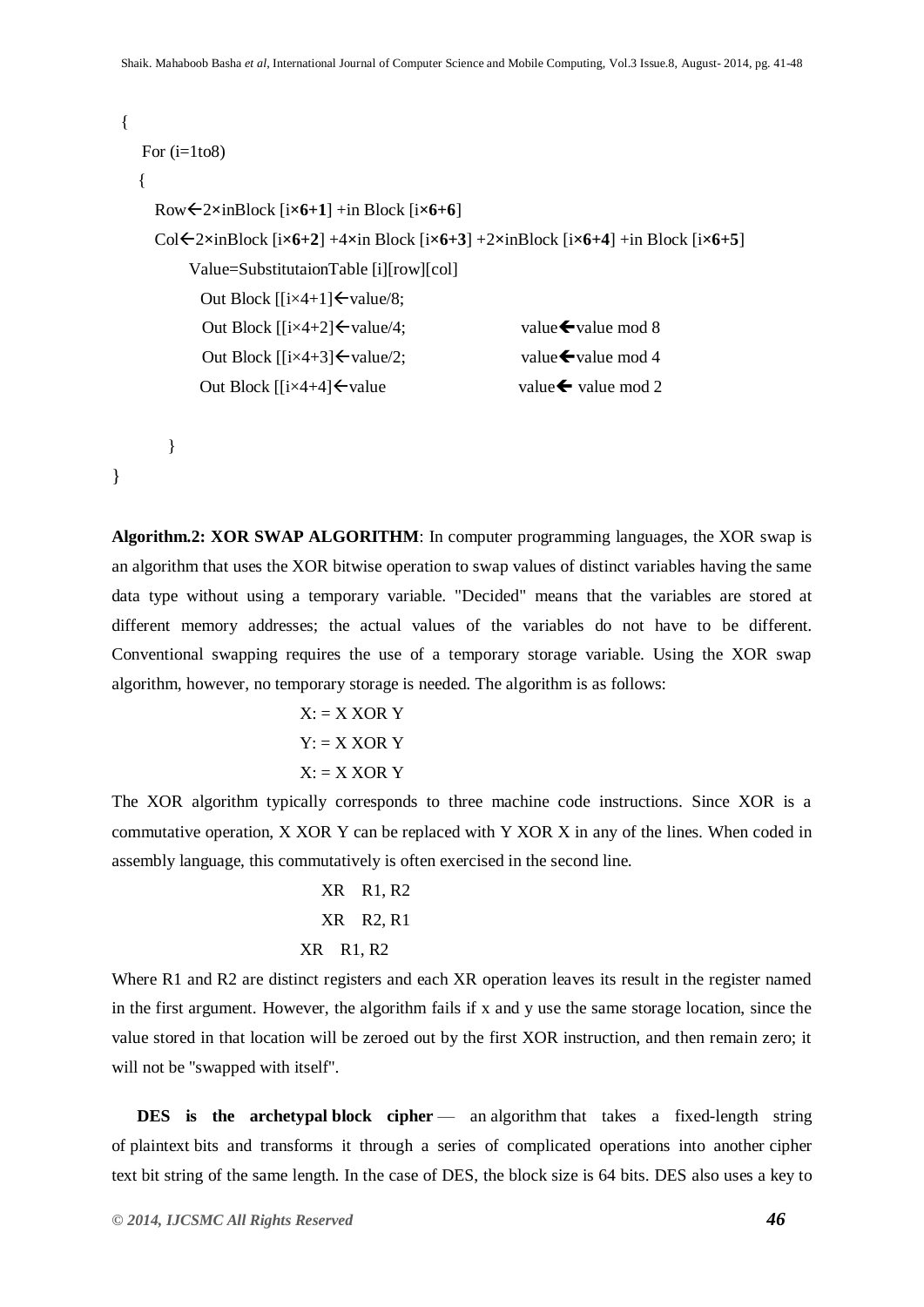```
{
    For (i=1to8)
    {
        Row←2×inBlock [i×6+1] +in Block [i×6+6]
        Col←2×inBlock [i×6+2] +4×in Block [i×6+3] +2×inBlock [i×6+4] +in Block [i×6+5]
            Value=SubstitutaionTable [i][row][col]
            Out Block [[i×4+1]←value/8;
            Out Block [[i×4+2]←value/4;          value←value mod 8
            Out Block [[i×4+3]←value/2;          value←value mod 4
            Out Block [[i×4+4]←value             value← value mod 2

    }
}
```

**Algorithm.2: XOR SWAP ALGORITHM**: In computer programming languages, the XOR swap is an algorithm that uses the XOR bitwise operation to swap values of distinct variables having the same data type without using a temporary variable. "Decided" means that the variables are stored at different memory addresses; the actual values of the variables do not have to be different. Conventional swapping requires the use of a temporary storage variable. Using the XOR swap algorithm, however, no temporary storage is needed. The algorithm is as follows:

```
X: = X XOR Y
Y: = X XOR Y
X: = X XOR Y
```

The XOR algorithm typically corresponds to three machine code instructions. Since XOR is a commutative operation, X XOR Y can be replaced with Y XOR X in any of the lines. When coded in assembly language, this commutatively is often exercised in the second line.

```
XR    R1, R2
XR    R2, R1
XR    R1, R2
```

Where R1 and R2 are distinct registers and each XR operation leaves its result in the register named in the first argument. However, the algorithm fails if x and y use the same storage location, since the value stored in that location will be zeroed out by the first XOR instruction, and then remain zero; it will not be "swapped with itself".

**DES is the archetypal block cipher** — an algorithm that takes a fixed-length string of plaintext bits and transforms it through a series of complicated operations into another cipher text bit string of the same length. In the case of DES, the block size is 64 bits. DES also uses a key to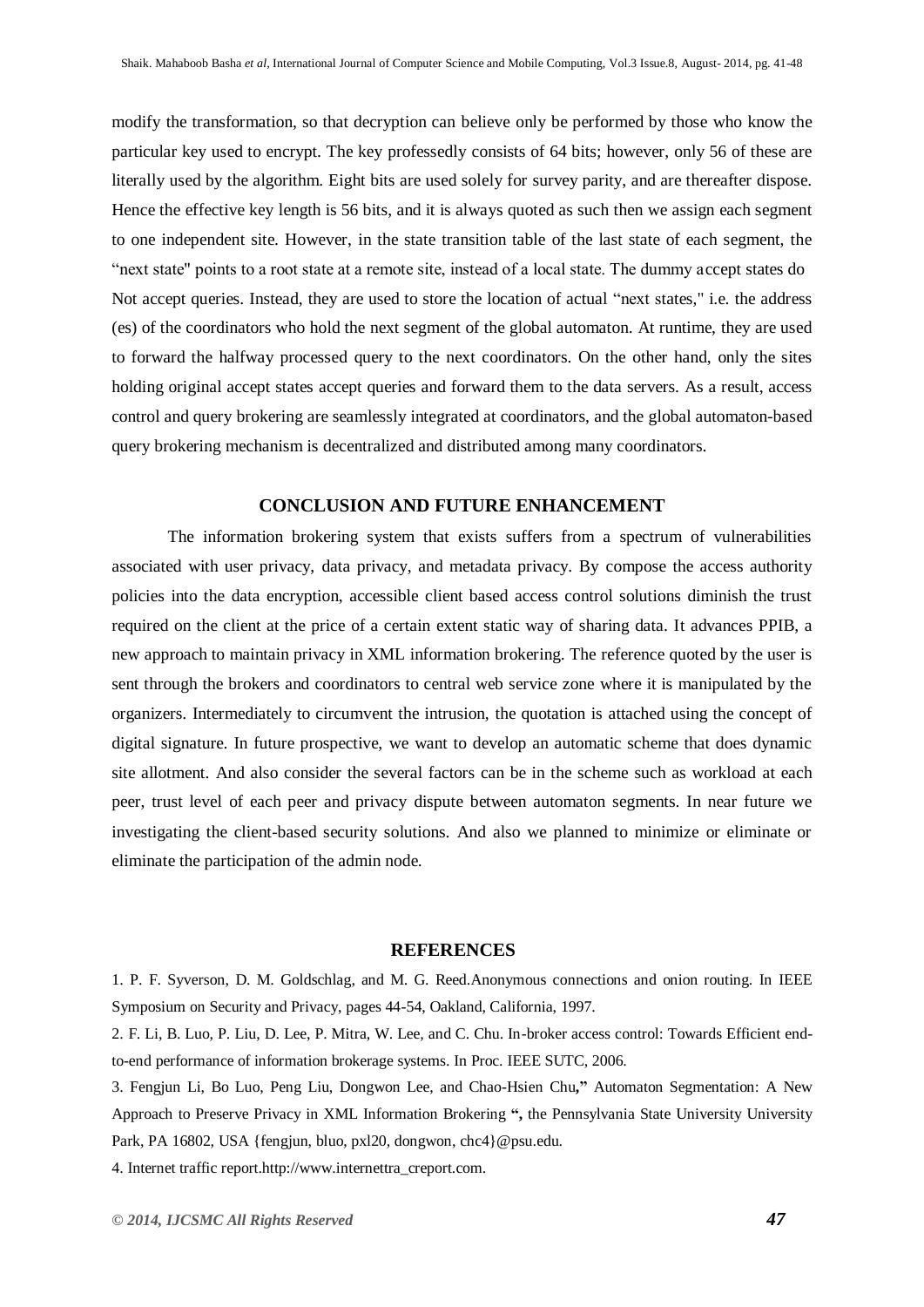modify the transformation, so that decryption can believe only be performed by those who know the particular key used to encrypt. The key professedly consists of 64 bits; however, only 56 of these are literally used by the algorithm. Eight bits are used solely for survey parity, and are thereafter dispose. Hence the effective key length is 56 bits, and it is always quoted as such then we assign each segment to one independent site. However, in the state transition table of the last state of each segment, the "next state" points to a root state at a remote site, instead of a local state. The dummy accept states do Not accept queries. Instead, they are used to store the location of actual "next states," i.e. the address (es) of the coordinators who hold the next segment of the global automaton. At runtime, they are used to forward the halfway processed query to the next coordinators. On the other hand, only the sites holding original accept states accept queries and forward them to the data servers. As a result, access control and query brokering are seamlessly integrated at coordinators, and the global automaton-based query brokering mechanism is decentralized and distributed among many coordinators.

## CONCLUSION AND FUTURE ENHANCEMENT

The information brokering system that exists suffers from a spectrum of vulnerabilities associated with user privacy, data privacy, and metadata privacy. By compose the access authority policies into the data encryption, accessible client based access control solutions diminish the trust required on the client at the price of a certain extent static way of sharing data. It advances PPIB, a new approach to maintain privacy in XML information brokering. The reference quoted by the user is sent through the brokers and coordinators to central web service zone where it is manipulated by the organizers. Intermediately to circumvent the intrusion, the quotation is attached using the concept of digital signature. In future prospective, we want to develop an automatic scheme that does dynamic site allotment. And also consider the several factors can be in the scheme such as workload at each peer, trust level of each peer and privacy dispute between automaton segments. In near future we investigating the client-based security solutions. And also we planned to minimize or eliminate or eliminate the participation of the admin node.

## REFERENCES

1. P. F. Syverson, D. M. Goldschlag, and M. G. Reed.Anonymous connections and onion routing. In IEEE Symposium on Security and Privacy, pages 44-54, Oakland, California, 1997.

2. F. Li, B. Luo, P. Liu, D. Lee, P. Mitra, W. Lee, and C. Chu. In-broker access control: Towards Efficient end-to-end performance of information brokerage systems. In Proc. IEEE SUTC, 2006.

3. Fengjun Li, Bo Luo, Peng Liu, Dongwon Lee, and Chao-Hsien Chu**,"** Automaton Segmentation: A New Approach to Preserve Privacy in XML Information Brokering **",** the Pennsylvania State University University Park, PA 16802, USA {fengjun, bluo, pxl20, dongwon, chc4}@psu.edu.

4. Internet traffic report.http://www.internettra_creport.com.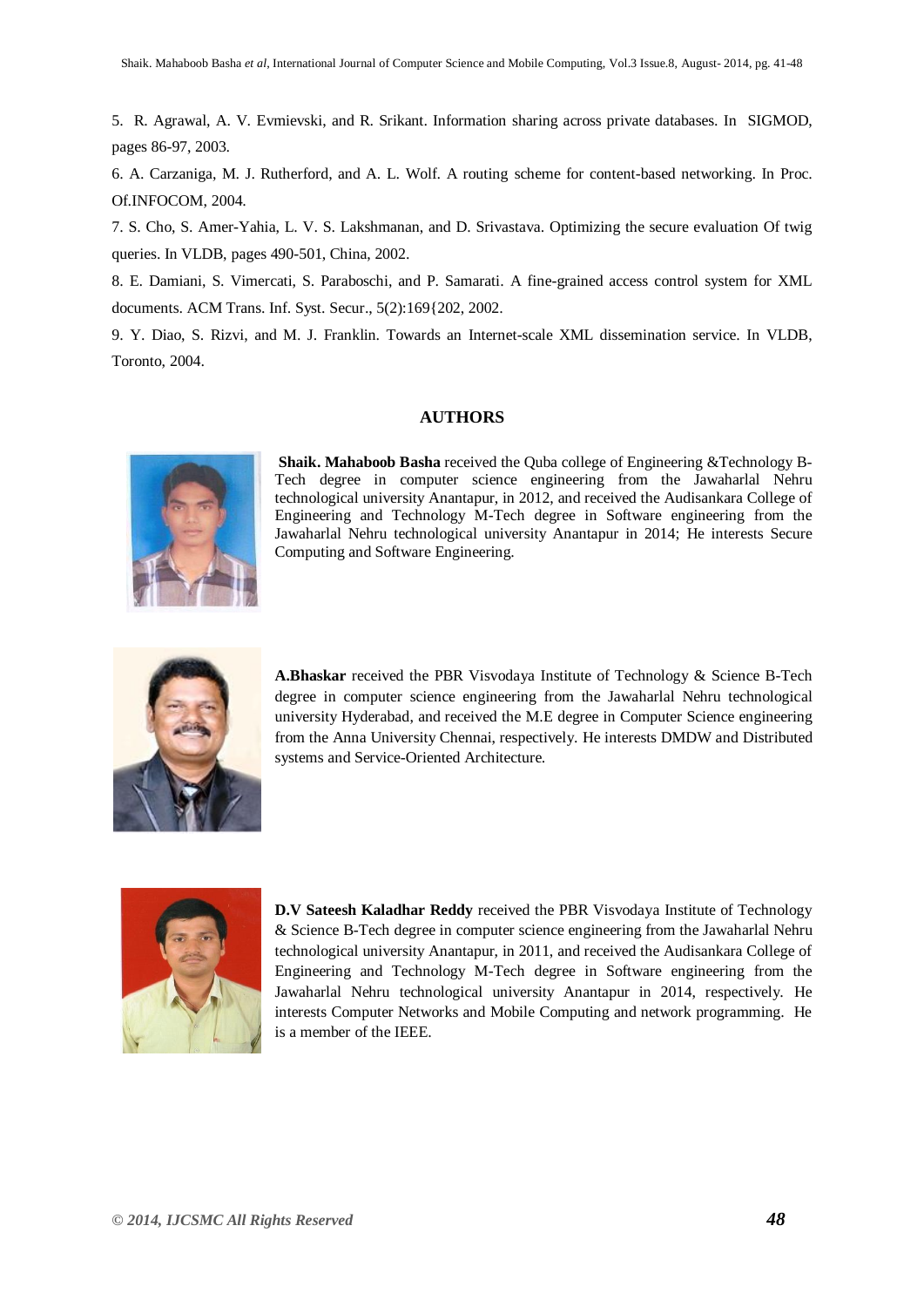5. R. Agrawal, A. V. Evmievski, and R. Srikant. Information sharing across private databases. In SIGMOD, pages 86-97, 2003.

6. A. Carzaniga, M. J. Rutherford, and A. L. Wolf. A routing scheme for content-based networking. In Proc. Of.INFOCOM, 2004.

7. S. Cho, S. Amer-Yahia, L. V. S. Lakshmanan, and D. Srivastava. Optimizing the secure evaluation Of twig queries. In VLDB, pages 490-501, China, 2002.

8. E. Damiani, S. Vimercati, S. Paraboschi, and P. Samarati. A fine-grained access control system for XML documents. ACM Trans. Inf. Syst. Secur., 5(2):169{202, 2002.

9. Y. Diao, S. Rizvi, and M. J. Franklin. Towards an Internet-scale XML dissemination service. In VLDB, Toronto, 2004.

## AUTHORS

**Shaik. Mahaboob Basha** received the Quba college of Engineering &Technology B-Tech degree in computer science engineering from the Jawaharlal Nehru technological university Anantapur, in 2012, and received the Audisankara College of Engineering and Technology M-Tech degree in Software engineering from the Jawaharlal Nehru technological university Anantapur in 2014; He interests Secure Computing and Software Engineering.

**A.Bhaskar** received the PBR Visvodaya Institute of Technology & Science B-Tech degree in computer science engineering from the Jawaharlal Nehru technological university Hyderabad, and received the M.E degree in Computer Science engineering from the Anna University Chennai, respectively. He interests DMDW and Distributed systems and Service-Oriented Architecture.

**D.V Sateesh Kaladhar Reddy** received the PBR Visvodaya Institute of Technology & Science B-Tech degree in computer science engineering from the Jawaharlal Nehru technological university Anantapur, in 2011, and received the Audisankara College of Engineering and Technology M-Tech degree in Software engineering from the Jawaharlal Nehru technological university Anantapur in 2014, respectively. He interests Computer Networks and Mobile Computing and network programming. He is a member of the IEEE.